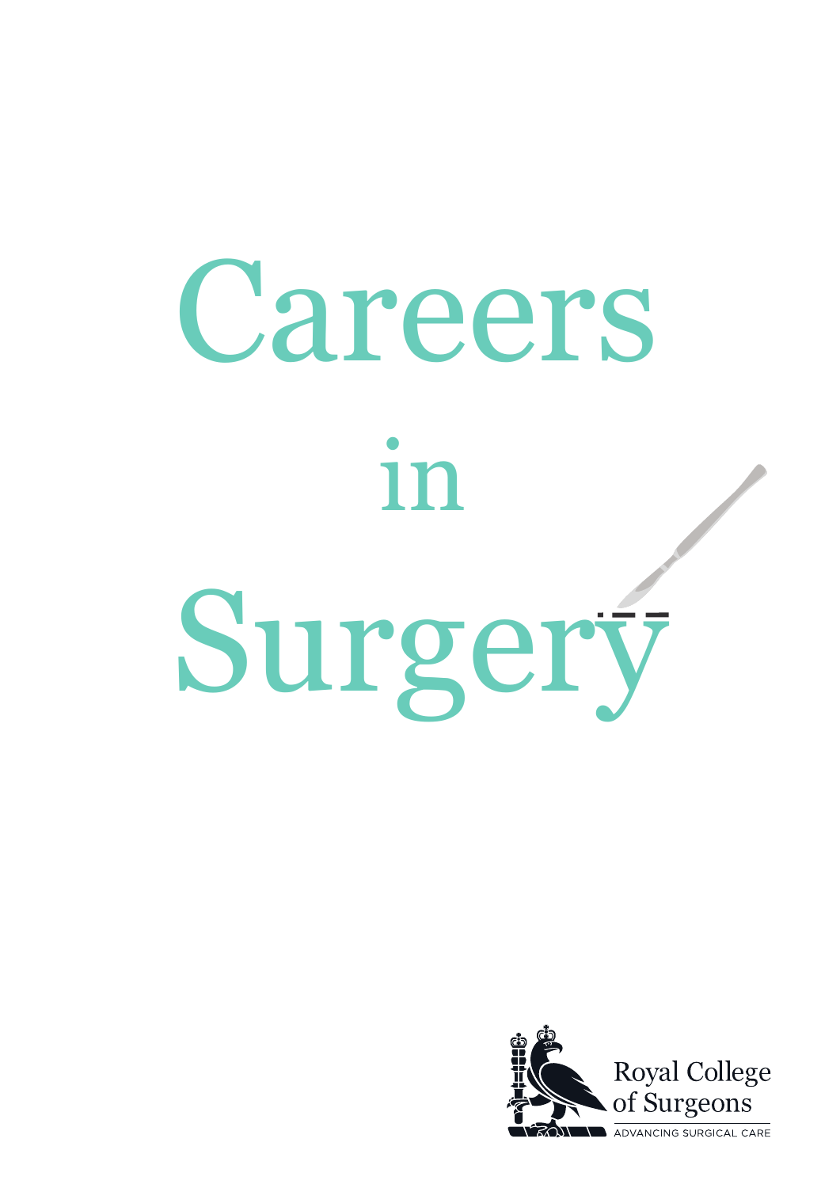# Careers in Surgery

Royal College of Surgeons

ADVANCING SURGICAL CARE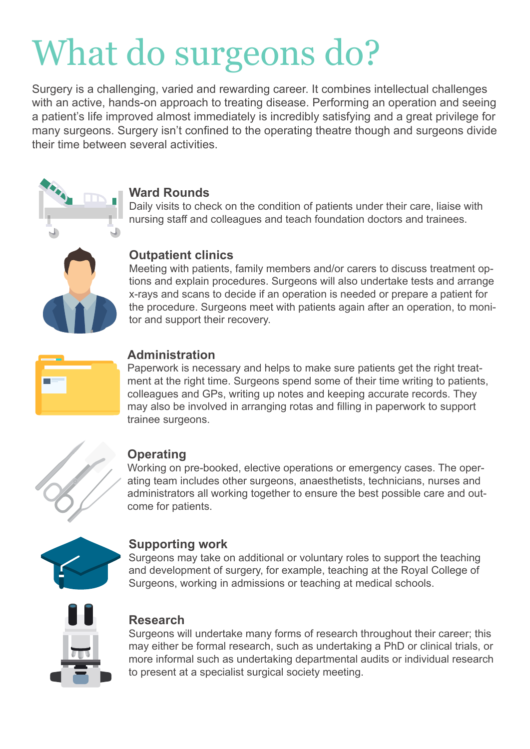# What do surgeons do?

Surgery is a challenging, varied and rewarding career. It combines intellectual challenges with an active, hands-on approach to treating disease. Performing an operation and seeing a patient's life improved almost immediately is incredibly satisfying and a great privilege for many surgeons. Surgery isn't confined to the operating theatre though and surgeons divide their time between several activities.

### Ward Rounds

Daily visits to check on the condition of patients under their care, liaise with nursing staff and colleagues and teach foundation doctors and trainees.

### Outpatient clinics

Meeting with patients, family members and/or carers to discuss treatment options and explain procedures. Surgeons will also undertake tests and arrange x-rays and scans to decide if an operation is needed or prepare a patient for the procedure. Surgeons meet with patients again after an operation, to monitor and support their recovery.

### Administration

Paperwork is necessary and helps to make sure patients get the right treatment at the right time. Surgeons spend some of their time writing to patients, colleagues and GPs, writing up notes and keeping accurate records. They may also be involved in arranging rotas and filling in paperwork to support trainee surgeons.

### Operating

Working on pre-booked, elective operations or emergency cases. The operating team includes other surgeons, anaesthetists, technicians, nurses and administrators all working together to ensure the best possible care and outcome for patients.

### Supporting work

Surgeons may take on additional or voluntary roles to support the teaching and development of surgery, for example, teaching at the Royal College of Surgeons, working in admissions or teaching at medical schools.

### Research

Surgeons will undertake many forms of research throughout their career; this may either be formal research, such as undertaking a PhD or clinical trials, or more informal such as undertaking departmental audits or individual research to present at a specialist surgical society meeting.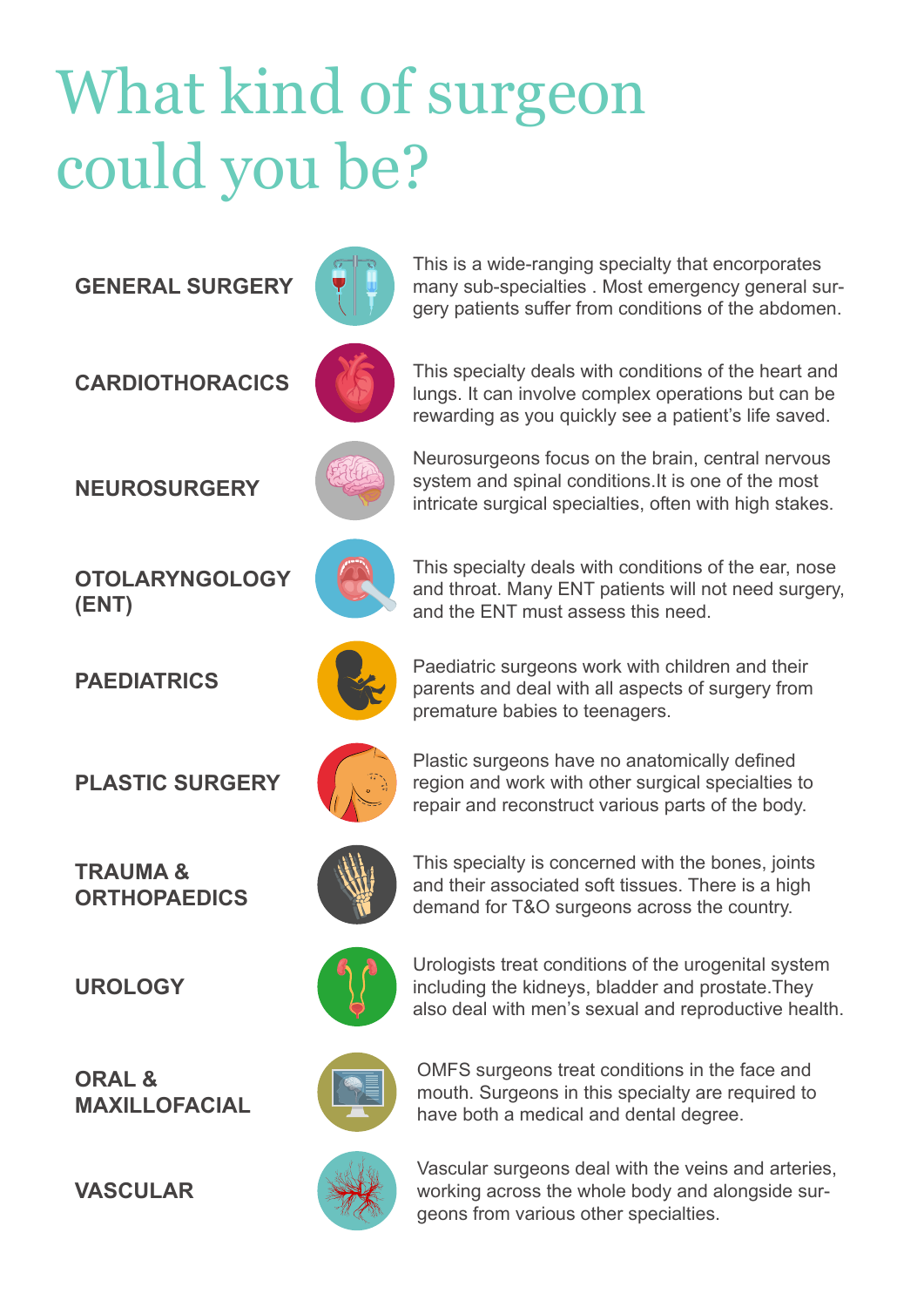# What kind of surgeon could you be?

**GENERAL SURGERY**

This is a wide-ranging specialty that encorporates many sub-specialties . Most emergency general surgery patients suffer from conditions of the abdomen.

**CARDIOTHORACICS**

This specialty deals with conditions of the heart and lungs. It can involve complex operations but can be rewarding as you quickly see a patient's life saved.

**NEUROSURGERY**

Neurosurgeons focus on the brain, central nervous system and spinal conditions.It is one of the most intricate surgical specialties, often with high stakes.

**OTOLARYNGOLOGY (ENT)**

This specialty deals with conditions of the ear, nose and throat. Many ENT patients will not need surgery, and the ENT must assess this need.

**PAEDIATRICS**

Paediatric surgeons work with children and their parents and deal with all aspects of surgery from premature babies to teenagers.

**PLASTIC SURGERY**

Plastic surgeons have no anatomically defined region and work with other surgical specialties to repair and reconstruct various parts of the body.

**TRAUMA & ORTHOPAEDICS**

This specialty is concerned with the bones, joints and their associated soft tissues. There is a high demand for T&O surgeons across the country.

**UROLOGY**

Urologists treat conditions of the urogenital system including the kidneys, bladder and prostate.They also deal with men's sexual and reproductive health.

**ORAL & MAXILLOFACIAL**

OMFS surgeons treat conditions in the face and mouth. Surgeons in this specialty are required to have both a medical and dental degree.

**VASCULAR**

Vascular surgeons deal with the veins and arteries, working across the whole body and alongside surgeons from various other specialties.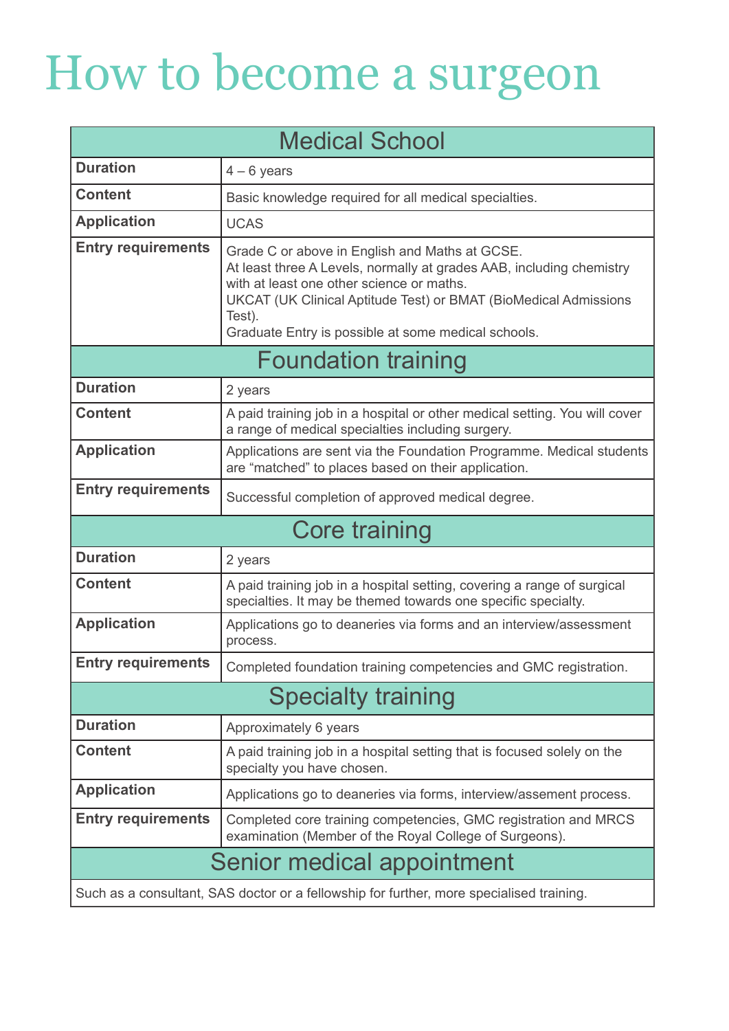# How to become a surgeon

| Medical School | |
|---|---|
| **Duration** | 4 – 6 years |
| **Content** | Basic knowledge required for all medical specialties. |
| **Application** | UCAS |
| **Entry requirements** | Grade C or above in English and Maths at GCSE.<br>At least three A Levels, normally at grades AAB, including chemistry with at least one other science or maths.<br>UKCAT (UK Clinical Aptitude Test) or BMAT (BioMedical Admissions Test).<br>Graduate Entry is possible at some medical schools. |

| Foundation training | |
|---|---|
| **Duration** | 2 years |
| **Content** | A paid training job in a hospital or other medical setting. You will cover a range of medical specialties including surgery. |
| **Application** | Applications are sent via the Foundation Programme. Medical students are "matched" to places based on their application. |
| **Entry requirements** | Successful completion of approved medical degree. |

| Core training | |
|---|---|
| **Duration** | 2 years |
| **Content** | A paid training job in a hospital setting, covering a range of surgical specialties. It may be themed towards one specific specialty. |
| **Application** | Applications go to deaneries via forms and an interview/assessment process. |
| **Entry requirements** | Completed foundation training competencies and GMC registration. |

| Specialty training | |
|---|---|
| **Duration** | Approximately 6 years |
| **Content** | A paid training job in a hospital setting that is focused solely on the specialty you have chosen. |
| **Application** | Applications go to deaneries via forms, interview/assement process. |
| **Entry requirements** | Completed core training competencies, GMC registration and MRCS examination (Member of the Royal College of Surgeons). |

| Senior medical appointment |
|---|
| Such as a consultant, SAS doctor or a fellowship for further, more specialised training. |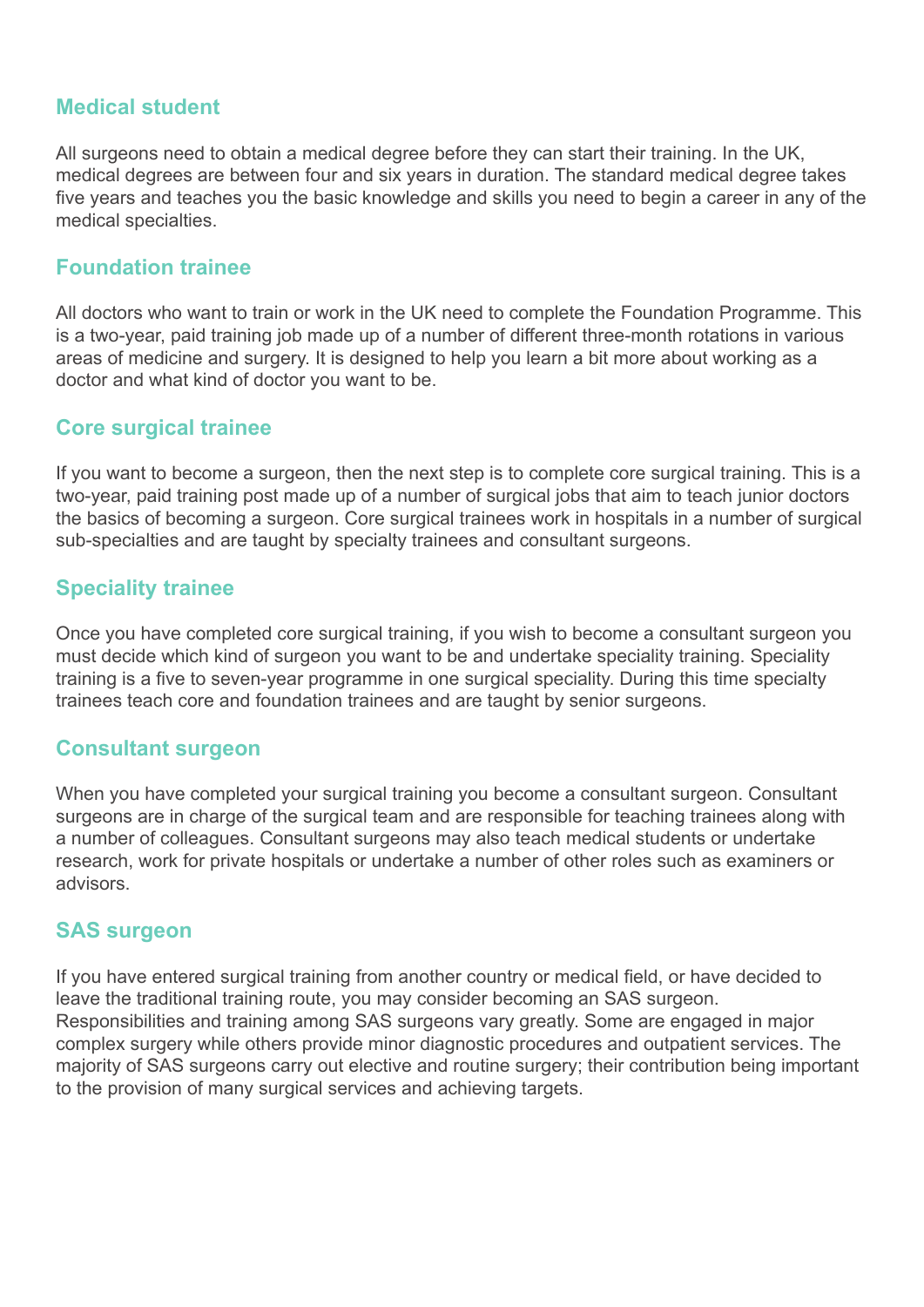## Medical student

All surgeons need to obtain a medical degree before they can start their training. In the UK, medical degrees are between four and six years in duration. The standard medical degree takes five years and teaches you the basic knowledge and skills you need to begin a career in any of the medical specialties.

## Foundation trainee

All doctors who want to train or work in the UK need to complete the Foundation Programme. This is a two-year, paid training job made up of a number of different three-month rotations in various areas of medicine and surgery. It is designed to help you learn a bit more about working as a doctor and what kind of doctor you want to be.

## Core surgical trainee

If you want to become a surgeon, then the next step is to complete core surgical training. This is a two-year, paid training post made up of a number of surgical jobs that aim to teach junior doctors the basics of becoming a surgeon. Core surgical trainees work in hospitals in a number of surgical sub-specialties and are taught by specialty trainees and consultant surgeons.

## Speciality trainee

Once you have completed core surgical training, if you wish to become a consultant surgeon you must decide which kind of surgeon you want to be and undertake speciality training. Speciality training is a five to seven-year programme in one surgical speciality. During this time specialty trainees teach core and foundation trainees and are taught by senior surgeons.

## Consultant surgeon

When you have completed your surgical training you become a consultant surgeon. Consultant surgeons are in charge of the surgical team and are responsible for teaching trainees along with a number of colleagues. Consultant surgeons may also teach medical students or undertake research, work for private hospitals or undertake a number of other roles such as examiners or advisors.

## SAS surgeon

If you have entered surgical training from another country or medical field, or have decided to leave the traditional training route, you may consider becoming an SAS surgeon. Responsibilities and training among SAS surgeons vary greatly. Some are engaged in major complex surgery while others provide minor diagnostic procedures and outpatient services. The majority of SAS surgeons carry out elective and routine surgery; their contribution being important to the provision of many surgical services and achieving targets.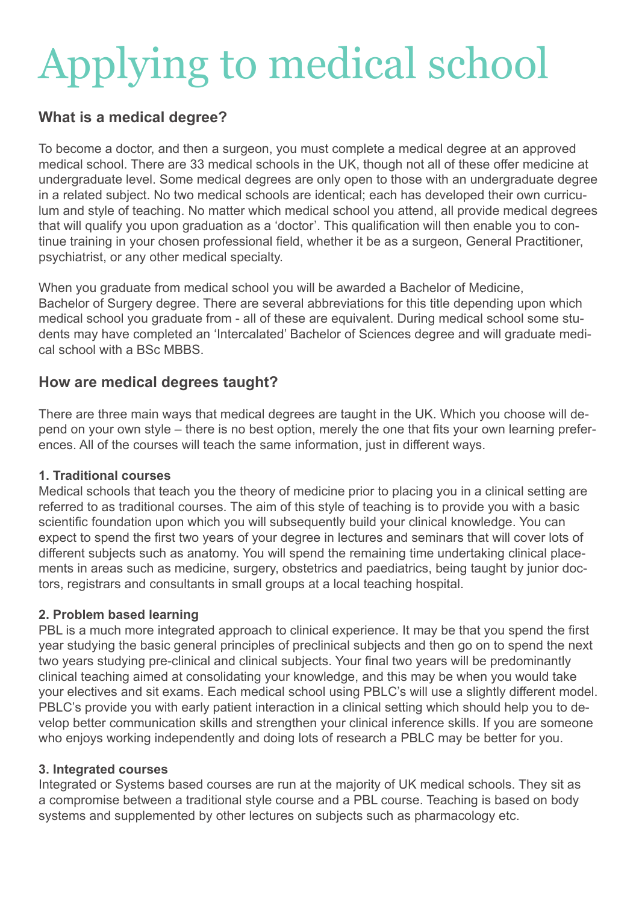# Applying to medical school

## What is a medical degree?

To become a doctor, and then a surgeon, you must complete a medical degree at an approved medical school. There are 33 medical schools in the UK, though not all of these offer medicine at undergraduate level. Some medical degrees are only open to those with an undergraduate degree in a related subject. No two medical schools are identical; each has developed their own curriculum and style of teaching. No matter which medical school you attend, all provide medical degrees that will qualify you upon graduation as a 'doctor'. This qualification will then enable you to continue training in your chosen professional field, whether it be as a surgeon, General Practitioner, psychiatrist, or any other medical specialty.

When you graduate from medical school you will be awarded a Bachelor of Medicine, Bachelor of Surgery degree. There are several abbreviations for this title depending upon which medical school you graduate from - all of these are equivalent. During medical school some students may have completed an 'Intercalated' Bachelor of Sciences degree and will graduate medical school with a BSc MBBS.

## How are medical degrees taught?

There are three main ways that medical degrees are taught in the UK. Which you choose will depend on your own style – there is no best option, merely the one that fits your own learning preferences. All of the courses will teach the same information, just in different ways.

**1. Traditional courses**
Medical schools that teach you the theory of medicine prior to placing you in a clinical setting are referred to as traditional courses. The aim of this style of teaching is to provide you with a basic scientific foundation upon which you will subsequently build your clinical knowledge. You can expect to spend the first two years of your degree in lectures and seminars that will cover lots of different subjects such as anatomy. You will spend the remaining time undertaking clinical placements in areas such as medicine, surgery, obstetrics and paediatrics, being taught by junior doctors, registrars and consultants in small groups at a local teaching hospital.

**2. Problem based learning**
PBL is a much more integrated approach to clinical experience. It may be that you spend the first year studying the basic general principles of preclinical subjects and then go on to spend the next two years studying pre-clinical and clinical subjects. Your final two years will be predominantly clinical teaching aimed at consolidating your knowledge, and this may be when you would take your electives and sit exams. Each medical school using PBLC's will use a slightly different model. PBLC's provide you with early patient interaction in a clinical setting which should help you to develop better communication skills and strengthen your clinical inference skills. If you are someone who enjoys working independently and doing lots of research a PBLC may be better for you.

**3. Integrated courses**
Integrated or Systems based courses are run at the majority of UK medical schools. They sit as a compromise between a traditional style course and a PBL course. Teaching is based on body systems and supplemented by other lectures on subjects such as pharmacology etc.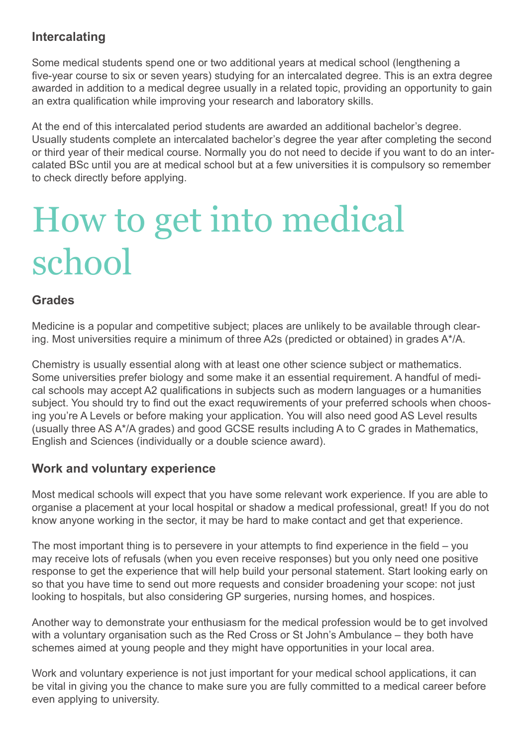### Intercalating

Some medical students spend one or two additional years at medical school (lengthening a five-year course to six or seven years) studying for an intercalated degree. This is an extra degree awarded in addition to a medical degree usually in a related topic, providing an opportunity to gain an extra qualification while improving your research and laboratory skills.

At the end of this intercalated period students are awarded an additional bachelor's degree. Usually students complete an intercalated bachelor's degree the year after completing the second or third year of their medical course. Normally you do not need to decide if you want to do an intercalated BSc until you are at medical school but at a few universities it is compulsory so remember to check directly before applying.

# How to get into medical school

### Grades

Medicine is a popular and competitive subject; places are unlikely to be available through clearing. Most universities require a minimum of three A2s (predicted or obtained) in grades A*/A.

Chemistry is usually essential along with at least one other science subject or mathematics. Some universities prefer biology and some make it an essential requirement. A handful of medical schools may accept A2 qualifications in subjects such as modern languages or a humanities subject. You should try to find out the exact requwirements of your preferred schools when choosing you're A Levels or before making your application. You will also need good AS Level results (usually three AS A*/A grades) and good GCSE results including A to C grades in Mathematics, English and Sciences (individually or a double science award).

### Work and voluntary experience

Most medical schools will expect that you have some relevant work experience. If you are able to organise a placement at your local hospital or shadow a medical professional, great! If you do not know anyone working in the sector, it may be hard to make contact and get that experience.

The most important thing is to persevere in your attempts to find experience in the field – you may receive lots of refusals (when you even receive responses) but you only need one positive response to get the experience that will help build your personal statement. Start looking early on so that you have time to send out more requests and consider broadening your scope: not just looking to hospitals, but also considering GP surgeries, nursing homes, and hospices.

Another way to demonstrate your enthusiasm for the medical profession would be to get involved with a voluntary organisation such as the Red Cross or St John's Ambulance – they both have schemes aimed at young people and they might have opportunities in your local area.

Work and voluntary experience is not just important for your medical school applications, it can be vital in giving you the chance to make sure you are fully committed to a medical career before even applying to university.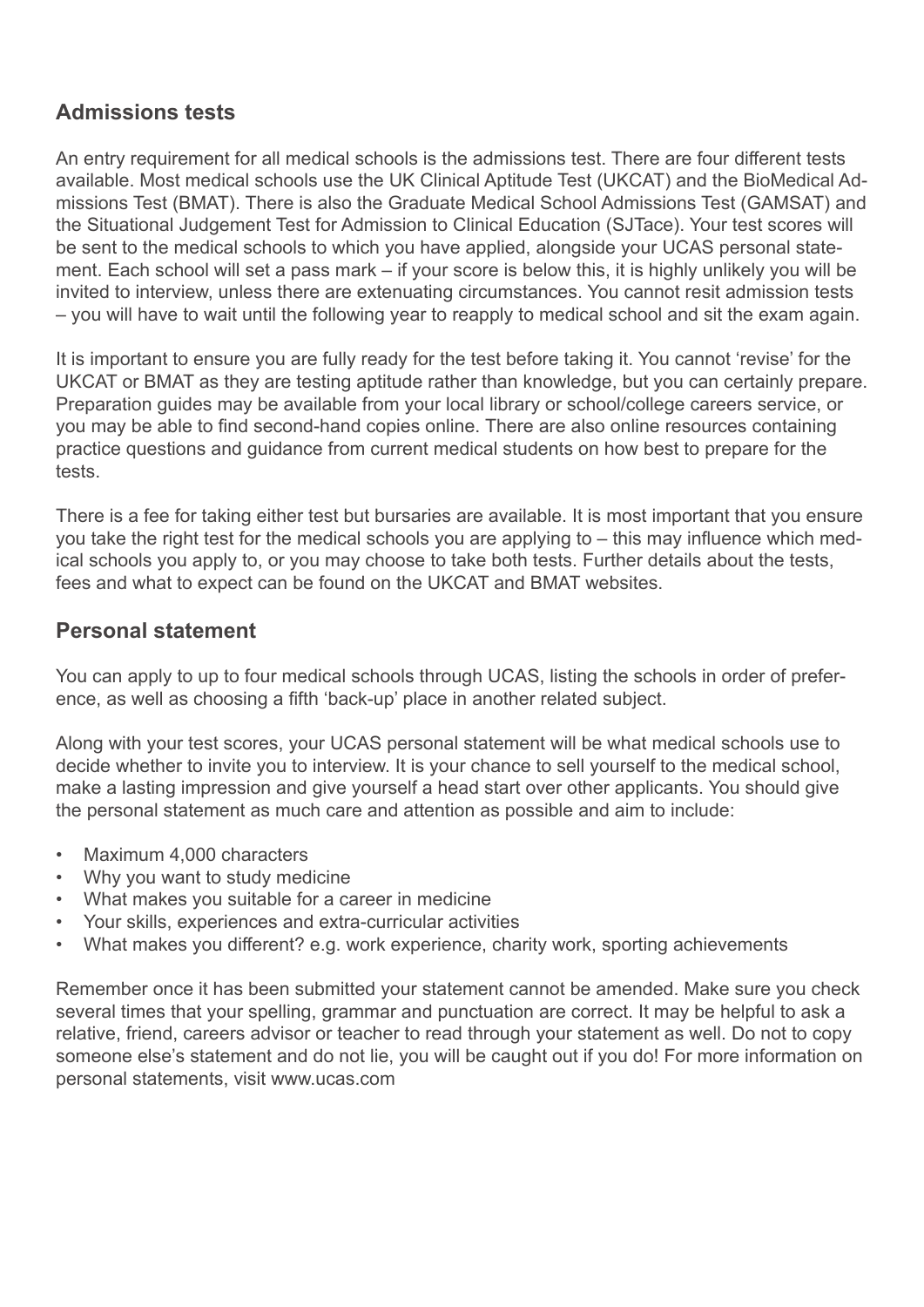## Admissions tests

An entry requirement for all medical schools is the admissions test. There are four different tests available. Most medical schools use the UK Clinical Aptitude Test (UKCAT) and the BioMedical Admissions Test (BMAT). There is also the Graduate Medical School Admissions Test (GAMSAT) and the Situational Judgement Test for Admission to Clinical Education (SJTace). Your test scores will be sent to the medical schools to which you have applied, alongside your UCAS personal statement. Each school will set a pass mark – if your score is below this, it is highly unlikely you will be invited to interview, unless there are extenuating circumstances. You cannot resit admission tests – you will have to wait until the following year to reapply to medical school and sit the exam again.

It is important to ensure you are fully ready for the test before taking it. You cannot 'revise' for the UKCAT or BMAT as they are testing aptitude rather than knowledge, but you can certainly prepare. Preparation guides may be available from your local library or school/college careers service, or you may be able to find second-hand copies online. There are also online resources containing practice questions and guidance from current medical students on how best to prepare for the tests.

There is a fee for taking either test but bursaries are available. It is most important that you ensure you take the right test for the medical schools you are applying to – this may influence which medical schools you apply to, or you may choose to take both tests. Further details about the tests, fees and what to expect can be found on the UKCAT and BMAT websites.

## Personal statement

You can apply to up to four medical schools through UCAS, listing the schools in order of preference, as well as choosing a fifth 'back-up' place in another related subject.

Along with your test scores, your UCAS personal statement will be what medical schools use to decide whether to invite you to interview. It is your chance to sell yourself to the medical school, make a lasting impression and give yourself a head start over other applicants. You should give the personal statement as much care and attention as possible and aim to include:

- Maximum 4,000 characters
- Why you want to study medicine
- What makes you suitable for a career in medicine
- Your skills, experiences and extra-curricular activities
- What makes you different? e.g. work experience, charity work, sporting achievements

Remember once it has been submitted your statement cannot be amended. Make sure you check several times that your spelling, grammar and punctuation are correct. It may be helpful to ask a relative, friend, careers advisor or teacher to read through your statement as well. Do not to copy someone else's statement and do not lie, you will be caught out if you do! For more information on personal statements, visit www.ucas.com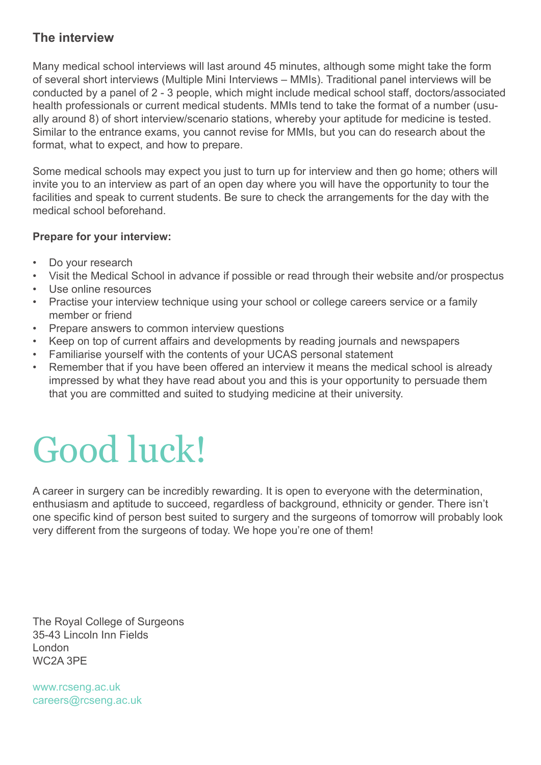## The interview

Many medical school interviews will last around 45 minutes, although some might take the form of several short interviews (Multiple Mini Interviews – MMIs). Traditional panel interviews will be conducted by a panel of 2 - 3 people, which might include medical school staff, doctors/associated health professionals or current medical students. MMIs tend to take the format of a number (usually around 8) of short interview/scenario stations, whereby your aptitude for medicine is tested. Similar to the entrance exams, you cannot revise for MMIs, but you can do research about the format, what to expect, and how to prepare.

Some medical schools may expect you just to turn up for interview and then go home; others will invite you to an interview as part of an open day where you will have the opportunity to tour the facilities and speak to current students. Be sure to check the arrangements for the day with the medical school beforehand.

**Prepare for your interview:**

- Do your research
- Visit the Medical School in advance if possible or read through their website and/or prospectus
- Use online resources
- Practise your interview technique using your school or college careers service or a family member or friend
- Prepare answers to common interview questions
- Keep on top of current affairs and developments by reading journals and newspapers
- Familiarise yourself with the contents of your UCAS personal statement
- Remember that if you have been offered an interview it means the medical school is already impressed by what they have read about you and this is your opportunity to persuade them that you are committed and suited to studying medicine at their university.

# Good luck!

A career in surgery can be incredibly rewarding. It is open to everyone with the determination, enthusiasm and aptitude to succeed, regardless of background, ethnicity or gender. There isn't one specific kind of person best suited to surgery and the surgeons of tomorrow will probably look very different from the surgeons of today. We hope you're one of them!

The Royal College of Surgeons
35-43 Lincoln Inn Fields
London
WC2A 3PE

www.rcseng.ac.uk
careers@rcseng.ac.uk